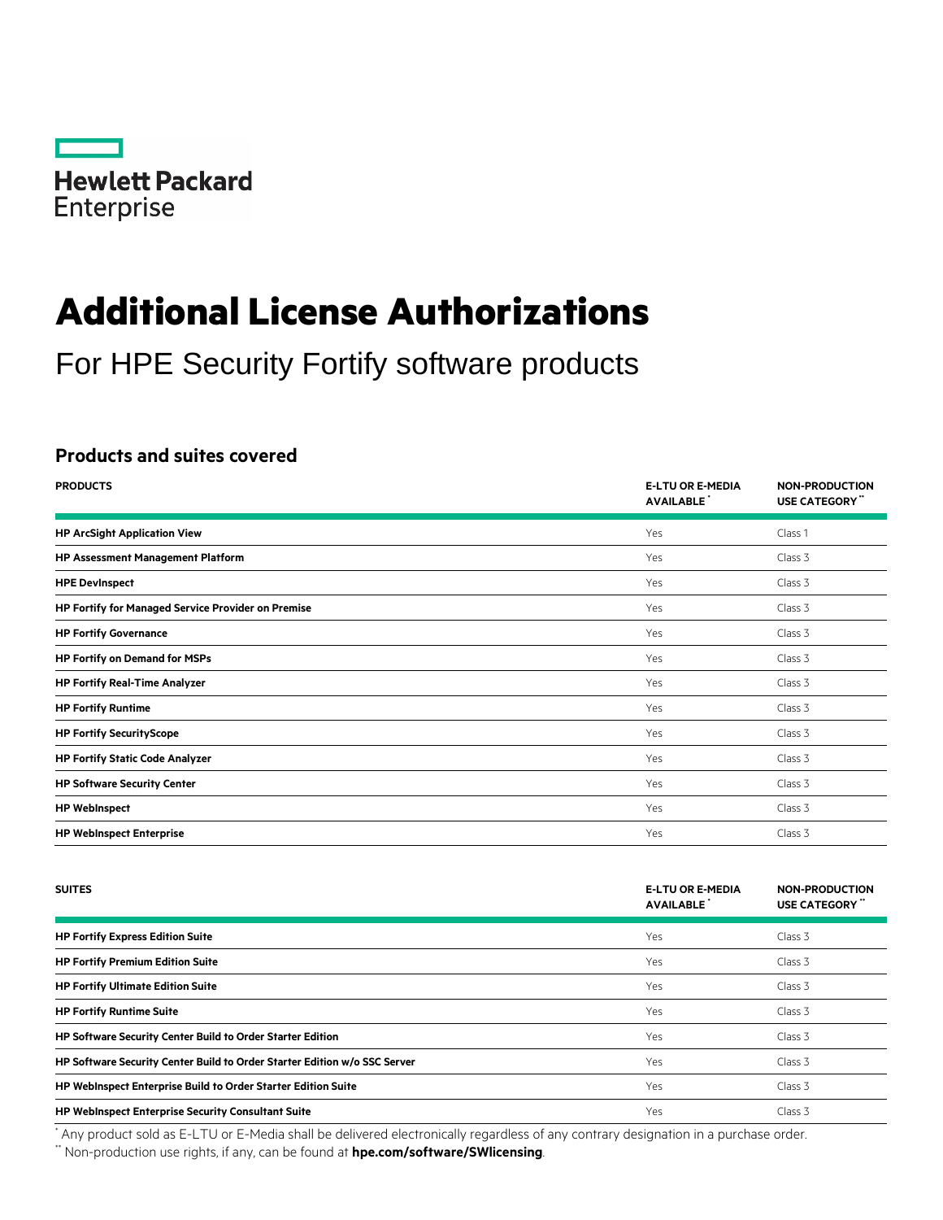Hewlett Packard Enterprise

# Additional License Authorizations

For HPE Security Fortify software products

## Products and suites covered

| PRODUCTS | E-LTU OR E-MEDIA AVAILABLE * | NON-PRODUCTION USE CATEGORY ** |
|---|---|---|
| **HP ArcSight Application View** | Yes | Class 1 |
| **HP Assessment Management Platform** | Yes | Class 3 |
| **HPE DevInspect** | Yes | Class 3 |
| **HP Fortify for Managed Service Provider on Premise** | Yes | Class 3 |
| **HP Fortify Governance** | Yes | Class 3 |
| **HP Fortify on Demand for MSPs** | Yes | Class 3 |
| **HP Fortify Real-Time Analyzer** | Yes | Class 3 |
| **HP Fortify Runtime** | Yes | Class 3 |
| **HP Fortify SecurityScope** | Yes | Class 3 |
| **HP Fortify Static Code Analyzer** | Yes | Class 3 |
| **HP Software Security Center** | Yes | Class 3 |
| **HP WebInspect** | Yes | Class 3 |
| **HP WebInspect Enterprise** | Yes | Class 3 |

| SUITES | E-LTU OR E-MEDIA AVAILABLE * | NON-PRODUCTION USE CATEGORY ** |
|---|---|---|
| **HP Fortify Express Edition Suite** | Yes | Class 3 |
| **HP Fortify Premium Edition Suite** | Yes | Class 3 |
| **HP Fortify Ultimate Edition Suite** | Yes | Class 3 |
| **HP Fortify Runtime Suite** | Yes | Class 3 |
| **HP Software Security Center Build to Order Starter Edition** | Yes | Class 3 |
| **HP Software Security Center Build to Order Starter Edition w/o SSC Server** | Yes | Class 3 |
| **HP WebInspect Enterprise Build to Order Starter Edition Suite** | Yes | Class 3 |
| **HP WebInspect Enterprise Security Consultant Suite** | Yes | Class 3 |

* Any product sold as E-LTU or E-Media shall be delivered electronically regardless of any contrary designation in a purchase order.

** Non-production use rights, if any, can be found at **hpe.com/software/SWlicensing**.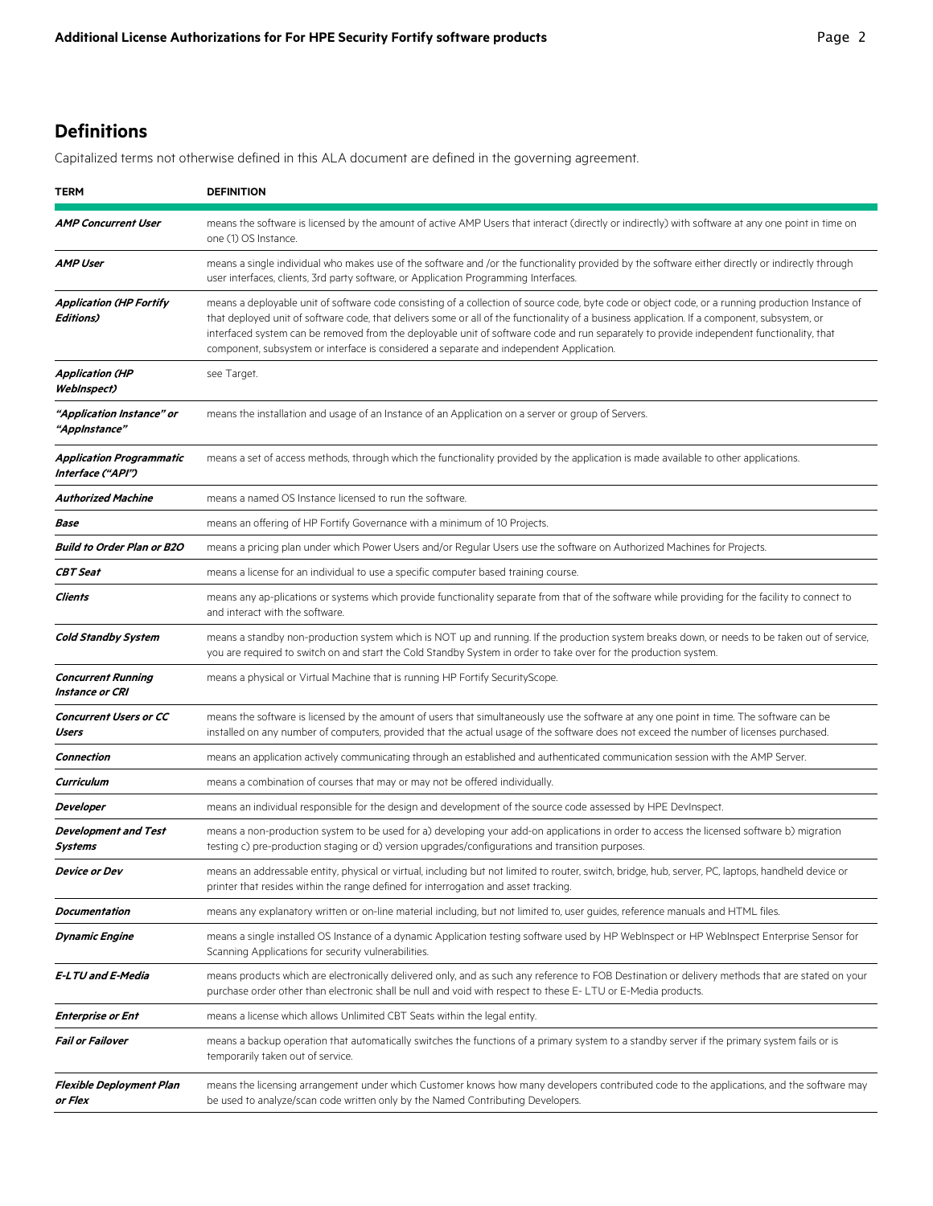## Definitions

Capitalized terms not otherwise defined in this ALA document are defined in the governing agreement.

| TERM | DEFINITION |
| --- | --- |
| ***AMP Concurrent User*** | means the software is licensed by the amount of active AMP Users that interact (directly or indirectly) with software at any one point in time on one (1) OS Instance. |
| ***AMP User*** | means a single individual who makes use of the software and /or the functionality provided by the software either directly or indirectly through user interfaces, clients, 3rd party software, or Application Programming Interfaces. |
| ***Application (HP Fortify Editions)*** | means a deployable unit of software code consisting of a collection of source code, byte code or object code, or a running production Instance of that deployed unit of software code, that delivers some or all of the functionality of a business application. If a component, subsystem, or interfaced system can be removed from the deployable unit of software code and run separately to provide independent functionality, that component, subsystem or interface is considered a separate and independent Application. |
| ***Application (HP WebInspect)*** | see Target. |
| ***"Application Instance" or "AppInstance"*** | means the installation and usage of an Instance of an Application on a server or group of Servers. |
| ***Application Programmatic Interface ("API")*** | means a set of access methods, through which the functionality provided by the application is made available to other applications. |
| ***Authorized Machine*** | means a named OS Instance licensed to run the software. |
| ***Base*** | means an offering of HP Fortify Governance with a minimum of 10 Projects. |
| ***Build to Order Plan or B2O*** | means a pricing plan under which Power Users and/or Regular Users use the software on Authorized Machines for Projects. |
| ***CBT Seat*** | means a license for an individual to use a specific computer based training course. |
| ***Clients*** | means any ap-plications or systems which provide functionality separate from that of the software while providing for the facility to connect to and interact with the software. |
| ***Cold Standby System*** | means a standby non-production system which is NOT up and running. If the production system breaks down, or needs to be taken out of service, you are required to switch on and start the Cold Standby System in order to take over for the production system. |
| ***Concurrent Running Instance or CRI*** | means a physical or Virtual Machine that is running HP Fortify SecurityScope. |
| ***Concurrent Users or CC Users*** | means the software is licensed by the amount of users that simultaneously use the software at any one point in time. The software can be installed on any number of computers, provided that the actual usage of the software does not exceed the number of licenses purchased. |
| ***Connection*** | means an application actively communicating through an established and authenticated communication session with the AMP Server. |
| ***Curriculum*** | means a combination of courses that may or may not be offered individually. |
| ***Developer*** | means an individual responsible for the design and development of the source code assessed by HPE DevInspect. |
| ***Development and Test Systems*** | means a non-production system to be used for a) developing your add-on applications in order to access the licensed software b) migration testing c) pre-production staging or d) version upgrades/configurations and transition purposes. |
| ***Device or Dev*** | means an addressable entity, physical or virtual, including but not limited to router, switch, bridge, hub, server, PC, laptops, handheld device or printer that resides within the range defined for interrogation and asset tracking. |
| ***Documentation*** | means any explanatory written or on-line material including, but not limited to, user guides, reference manuals and HTML files. |
| ***Dynamic Engine*** | means a single installed OS Instance of a dynamic Application testing software used by HP WebInspect or HP WebInspect Enterprise Sensor for Scanning Applications for security vulnerabilities. |
| ***E-LTU and E-Media*** | means products which are electronically delivered only, and as such any reference to FOB Destination or delivery methods that are stated on your purchase order other than electronic shall be null and void with respect to these E- LTU or E-Media products. |
| ***Enterprise or Ent*** | means a license which allows Unlimited CBT Seats within the legal entity. |
| ***Fail or Failover*** | means a backup operation that automatically switches the functions of a primary system to a standby server if the primary system fails or is temporarily taken out of service. |
| ***Flexible Deployment Plan or Flex*** | means the licensing arrangement under which Customer knows how many developers contributed code to the applications, and the software may be used to analyze/scan code written only by the Named Contributing Developers. |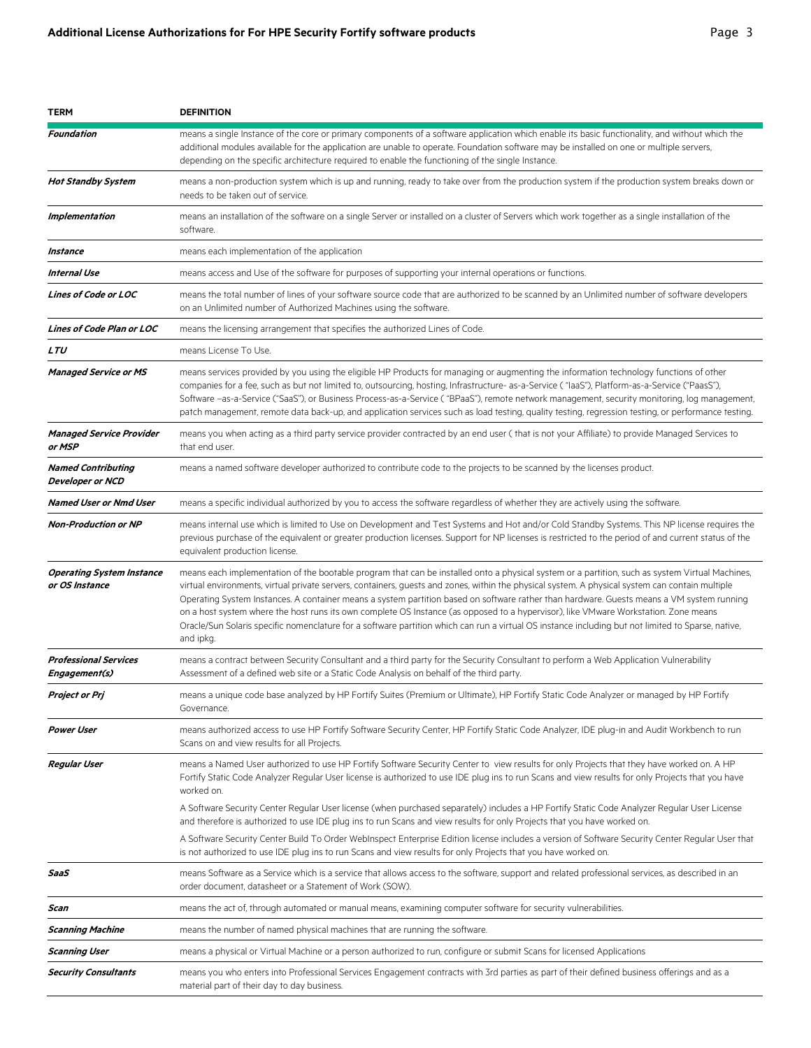| TERM | DEFINITION |
| --- | --- |
| ***Foundation*** | means a single Instance of the core or primary components of a software application which enable its basic functionality, and without which the additional modules available for the application are unable to operate. Foundation software may be installed on one or multiple servers, depending on the specific architecture required to enable the functioning of the single Instance. |
| ***Hot Standby System*** | means a non-production system which is up and running, ready to take over from the production system if the production system breaks down or needs to be taken out of service. |
| ***Implementation*** | means an installation of the software on a single Server or installed on a cluster of Servers which work together as a single installation of the software. |
| ***Instance*** | means each implementation of the application |
| ***Internal Use*** | means access and Use of the software for purposes of supporting your internal operations or functions. |
| ***Lines of Code or LOC*** | means the total number of lines of your software source code that are authorized to be scanned by an Unlimited number of software developers on an Unlimited number of Authorized Machines using the software. |
| ***Lines of Code Plan or LOC*** | means the licensing arrangement that specifies the authorized Lines of Code. |
| ***LTU*** | means License To Use. |
| ***Managed Service or MS*** | means services provided by you using the eligible HP Products for managing or augmenting the information technology functions of other companies for a fee, such as but not limited to, outsourcing, hosting, Infrastructure- as-a-Service ( "IaaS"), Platform-as-a-Service ("PaaS"), Software –as-a-Service ("SaaS"), or Business Process-as-a-Service ( "BPaaS"), remote network management, security monitoring, log management, patch management, remote data back-up, and application services such as load testing, quality testing, regression testing, or performance testing. |
| ***Managed Service Provider or MSP*** | means you when acting as a third party service provider contracted by an end user ( that is not your Affiliate) to provide Managed Services to that end user. |
| ***Named Contributing Developer or NCD*** | means a named software developer authorized to contribute code to the projects to be scanned by the licenses product. |
| ***Named User or Nmd User*** | means a specific individual authorized by you to access the software regardless of whether they are actively using the software. |
| ***Non-Production or NP*** | means internal use which is limited to Use on Development and Test Systems and Hot and/or Cold Standby Systems. This NP license requires the previous purchase of the equivalent or greater production licenses. Support for NP licenses is restricted to the period of and current status of the equivalent production license. |
| ***Operating System Instance or OS Instance*** | means each implementation of the bootable program that can be installed onto a physical system or a partition, such as system Virtual Machines, virtual environments, virtual private servers, containers, guests and zones, within the physical system. A physical system can contain multiple Operating System Instances. A container means a system partition based on software rather than hardware. Guests means a VM system running on a host system where the host runs its own complete OS Instance (as opposed to a hypervisor), like VMware Workstation. Zone means Oracle/Sun Solaris specific nomenclature for a software partition which can run a virtual OS instance including but not limited to Sparse, native, and ipkg. |
| ***Professional Services Engagement(s)*** | means a contract between Security Consultant and a third party for the Security Consultant to perform a Web Application Vulnerability Assessment of a defined web site or a Static Code Analysis on behalf of the third party. |
| ***Project or Prj*** | means a unique code base analyzed by HP Fortify Suites (Premium or Ultimate), HP Fortify Static Code Analyzer or managed by HP Fortify Governance. |
| ***Power User*** | means authorized access to use HP Fortify Software Security Center, HP Fortify Static Code Analyzer, IDE plug-in and Audit Workbench to run Scans on and view results for all Projects. |
| ***Regular User*** | means a Named User authorized to use HP Fortify Software Security Center to view results for only Projects that they have worked on. A HP Fortify Static Code Analyzer Regular User license is authorized to use IDE plug ins to run Scans and view results for only Projects that you have worked on.<br><br>A Software Security Center Regular User license (when purchased separately) includes a HP Fortify Static Code Analyzer Regular User License and therefore is authorized to use IDE plug ins to run Scans and view results for only Projects that you have worked on.<br><br>A Software Security Center Build To Order WebInspect Enterprise Edition license includes a version of Software Security Center Regular User that is not authorized to use IDE plug ins to run Scans and view results for only Projects that you have worked on. |
| ***SaaS*** | means Software as a Service which is a service that allows access to the software, support and related professional services, as described in an order document, datasheet or a Statement of Work (SOW). |
| ***Scan*** | means the act of, through automated or manual means, examining computer software for security vulnerabilities. |
| ***Scanning Machine*** | means the number of named physical machines that are running the software. |
| ***Scanning User*** | means a physical or Virtual Machine or a person authorized to run, configure or submit Scans for licensed Applications |
| ***Security Consultants*** | means you who enters into Professional Services Engagement contracts with 3rd parties as part of their defined business offerings and as a material part of their day to day business. |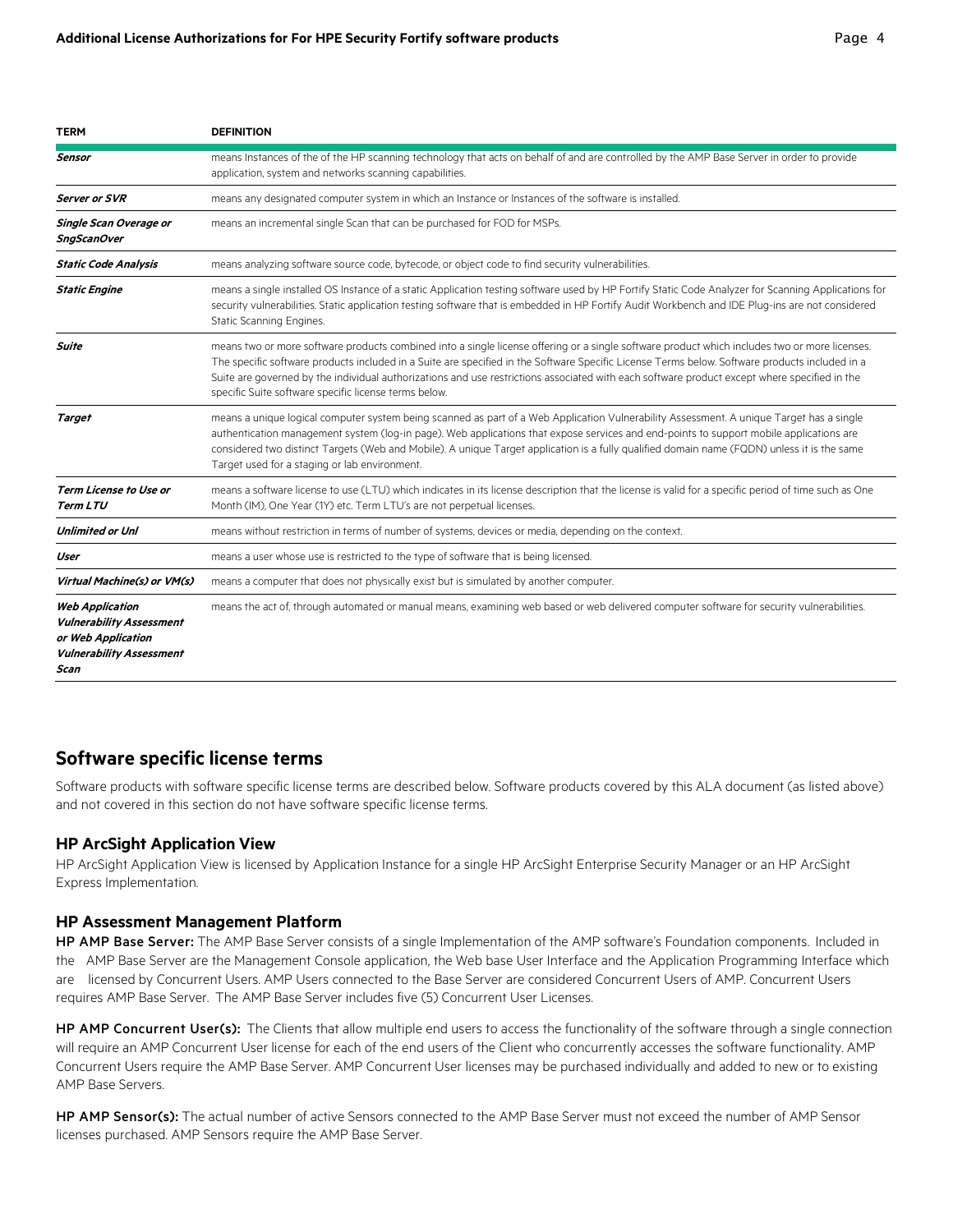| TERM | DEFINITION |
| --- | --- |
| ***Sensor*** | means Instances of the of the HP scanning technology that acts on behalf of and are controlled by the AMP Base Server in order to provide application, system and networks scanning capabilities. |
| ***Server or SVR*** | means any designated computer system in which an Instance or Instances of the software is installed. |
| ***Single Scan Overage or SngScanOver*** | means an incremental single Scan that can be purchased for FOD for MSPs. |
| ***Static Code Analysis*** | means analyzing software source code, bytecode, or object code to find security vulnerabilities. |
| ***Static Engine*** | means a single installed OS Instance of a static Application testing software used by HP Fortify Static Code Analyzer for Scanning Applications for security vulnerabilities. Static application testing software that is embedded in HP Fortify Audit Workbench and IDE Plug-ins are not considered Static Scanning Engines. |
| ***Suite*** | means two or more software products combined into a single license offering or a single software product which includes two or more licenses. The specific software products included in a Suite are specified in the Software Specific License Terms below. Software products included in a Suite are governed by the individual authorizations and use restrictions associated with each software product except where specified in the specific Suite software specific license terms below. |
| ***Target*** | means a unique logical computer system being scanned as part of a Web Application Vulnerability Assessment. A unique Target has a single authentication management system (log-in page). Web applications that expose services and end-points to support mobile applications are considered two distinct Targets (Web and Mobile). A unique Target application is a fully qualified domain name (FQDN) unless it is the same Target used for a staging or lab environment. |
| ***Term License to Use or Term LTU*** | means a software license to use (LTU) which indicates in its license description that the license is valid for a specific period of time such as One Month (1M), One Year (1Y) etc. Term LTU's are not perpetual licenses. |
| ***Unlimited or Unl*** | means without restriction in terms of number of systems, devices or media, depending on the context. |
| ***User*** | means a user whose use is restricted to the type of software that is being licensed. |
| ***Virtual Machine(s) or VM(s)*** | means a computer that does not physically exist but is simulated by another computer. |
| ***Web Application Vulnerability Assessment or Web Application Vulnerability Assessment Scan*** | means the act of, through automated or manual means, examining web based or web delivered computer software for security vulnerabilities. |

## Software specific license terms

Software products with software specific license terms are described below. Software products covered by this ALA document (as listed above) and not covered in this section do not have software specific license terms.

### HP ArcSight Application View

HP ArcSight Application View is licensed by Application Instance for a single HP ArcSight Enterprise Security Manager or an HP ArcSight Express Implementation.

### HP Assessment Management Platform

**HP AMP Base Server:** The AMP Base Server consists of a single Implementation of the AMP software's Foundation components. Included in the AMP Base Server are the Management Console application, the Web base User Interface and the Application Programming Interface which are licensed by Concurrent Users. AMP Users connected to the Base Server are considered Concurrent Users of AMP. Concurrent Users requires AMP Base Server. The AMP Base Server includes five (5) Concurrent User Licenses.

**HP AMP Concurrent User(s):** The Clients that allow multiple end users to access the functionality of the software through a single connection will require an AMP Concurrent User license for each of the end users of the Client who concurrently accesses the software functionality. AMP Concurrent Users require the AMP Base Server. AMP Concurrent User licenses may be purchased individually and added to new or to existing AMP Base Servers.

**HP AMP Sensor(s):** The actual number of active Sensors connected to the AMP Base Server must not exceed the number of AMP Sensor licenses purchased. AMP Sensors require the AMP Base Server.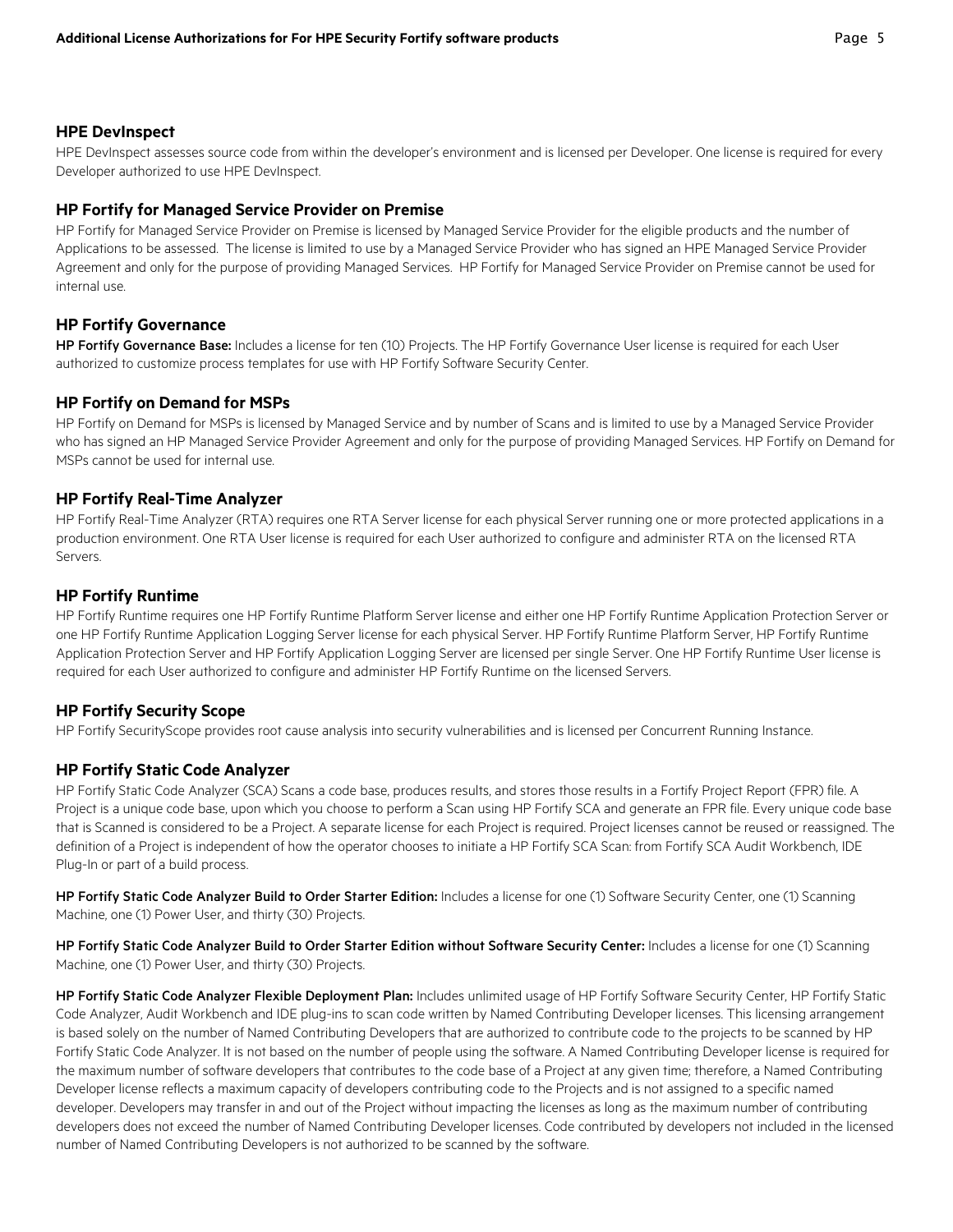### HPE DevInspect

HPE DevInspect assesses source code from within the developer's environment and is licensed per Developer. One license is required for every Developer authorized to use HPE DevInspect.

### HP Fortify for Managed Service Provider on Premise

HP Fortify for Managed Service Provider on Premise is licensed by Managed Service Provider for the eligible products and the number of Applications to be assessed. The license is limited to use by a Managed Service Provider who has signed an HPE Managed Service Provider Agreement and only for the purpose of providing Managed Services. HP Fortify for Managed Service Provider on Premise cannot be used for internal use.

### HP Fortify Governance

**HP Fortify Governance Base:** Includes a license for ten (10) Projects. The HP Fortify Governance User license is required for each User authorized to customize process templates for use with HP Fortify Software Security Center.

### HP Fortify on Demand for MSPs

HP Fortify on Demand for MSPs is licensed by Managed Service and by number of Scans and is limited to use by a Managed Service Provider who has signed an HP Managed Service Provider Agreement and only for the purpose of providing Managed Services. HP Fortify on Demand for MSPs cannot be used for internal use.

### HP Fortify Real-Time Analyzer

HP Fortify Real-Time Analyzer (RTA) requires one RTA Server license for each physical Server running one or more protected applications in a production environment. One RTA User license is required for each User authorized to configure and administer RTA on the licensed RTA Servers.

### HP Fortify Runtime

HP Fortify Runtime requires one HP Fortify Runtime Platform Server license and either one HP Fortify Runtime Application Protection Server or one HP Fortify Runtime Application Logging Server license for each physical Server. HP Fortify Runtime Platform Server, HP Fortify Runtime Application Protection Server and HP Fortify Application Logging Server are licensed per single Server. One HP Fortify Runtime User license is required for each User authorized to configure and administer HP Fortify Runtime on the licensed Servers.

### HP Fortify Security Scope

HP Fortify SecurityScope provides root cause analysis into security vulnerabilities and is licensed per Concurrent Running Instance.

### HP Fortify Static Code Analyzer

HP Fortify Static Code Analyzer (SCA) Scans a code base, produces results, and stores those results in a Fortify Project Report (FPR) file. A Project is a unique code base, upon which you choose to perform a Scan using HP Fortify SCA and generate an FPR file. Every unique code base that is Scanned is considered to be a Project. A separate license for each Project is required. Project licenses cannot be reused or reassigned. The definition of a Project is independent of how the operator chooses to initiate a HP Fortify SCA Scan: from Fortify SCA Audit Workbench, IDE Plug-In or part of a build process.

**HP Fortify Static Code Analyzer Build to Order Starter Edition:** Includes a license for one (1) Software Security Center, one (1) Scanning Machine, one (1) Power User, and thirty (30) Projects.

**HP Fortify Static Code Analyzer Build to Order Starter Edition without Software Security Center:** Includes a license for one (1) Scanning Machine, one (1) Power User, and thirty (30) Projects.

**HP Fortify Static Code Analyzer Flexible Deployment Plan:** Includes unlimited usage of HP Fortify Software Security Center, HP Fortify Static Code Analyzer, Audit Workbench and IDE plug-ins to scan code written by Named Contributing Developer licenses. This licensing arrangement is based solely on the number of Named Contributing Developers that are authorized to contribute code to the projects to be scanned by HP Fortify Static Code Analyzer. It is not based on the number of people using the software. A Named Contributing Developer license is required for the maximum number of software developers that contributes to the code base of a Project at any given time; therefore, a Named Contributing Developer license reflects a maximum capacity of developers contributing code to the Projects and is not assigned to a specific named developer. Developers may transfer in and out of the Project without impacting the licenses as long as the maximum number of contributing developers does not exceed the number of Named Contributing Developer licenses. Code contributed by developers not included in the licensed number of Named Contributing Developers is not authorized to be scanned by the software.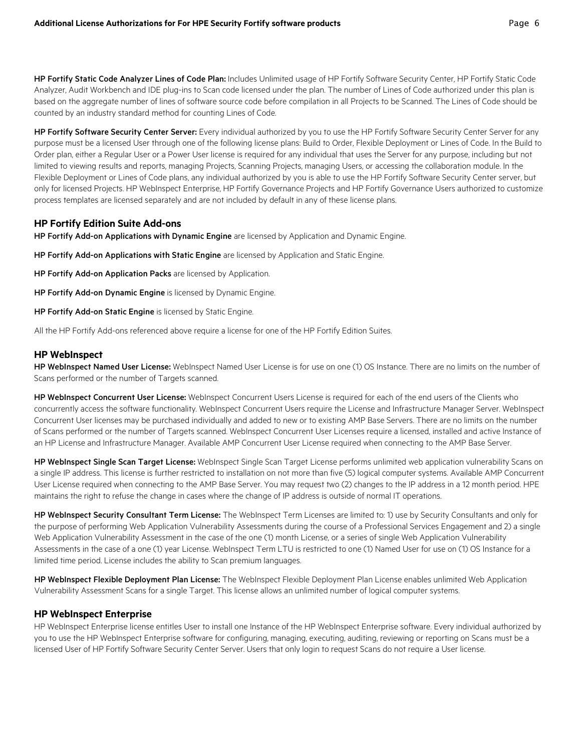**HP Fortify Static Code Analyzer Lines of Code Plan:** Includes Unlimited usage of HP Fortify Software Security Center, HP Fortify Static Code Analyzer, Audit Workbench and IDE plug-ins to Scan code licensed under the plan. The number of Lines of Code authorized under this plan is based on the aggregate number of lines of software source code before compilation in all Projects to be Scanned. The Lines of Code should be counted by an industry standard method for counting Lines of Code.

**HP Fortify Software Security Center Server:** Every individual authorized by you to use the HP Fortify Software Security Center Server for any purpose must be a licensed User through one of the following license plans: Build to Order, Flexible Deployment or Lines of Code. In the Build to Order plan, either a Regular User or a Power User license is required for any individual that uses the Server for any purpose, including but not limited to viewing results and reports, managing Projects, Scanning Projects, managing Users, or accessing the collaboration module. In the Flexible Deployment or Lines of Code plans, any individual authorized by you is able to use the HP Fortify Software Security Center server, but only for licensed Projects. HP WebInspect Enterprise, HP Fortify Governance Projects and HP Fortify Governance Users authorized to customize process templates are licensed separately and are not included by default in any of these license plans.

## HP Fortify Edition Suite Add-ons

**HP Fortify Add-on Applications with Dynamic Engine** are licensed by Application and Dynamic Engine.

**HP Fortify Add-on Applications with Static Engine** are licensed by Application and Static Engine.

**HP Fortify Add-on Application Packs** are licensed by Application.

**HP Fortify Add-on Dynamic Engine** is licensed by Dynamic Engine.

**HP Fortify Add-on Static Engine** is licensed by Static Engine.

All the HP Fortify Add-ons referenced above require a license for one of the HP Fortify Edition Suites.

## HP WebInspect

**HP WebInspect Named User License:** WebInspect Named User License is for use on one (1) OS Instance. There are no limits on the number of Scans performed or the number of Targets scanned.

**HP WebInspect Concurrent User License:** WebInspect Concurrent Users License is required for each of the end users of the Clients who concurrently access the software functionality. WebInspect Concurrent Users require the License and Infrastructure Manager Server. WebInspect Concurrent User licenses may be purchased individually and added to new or to existing AMP Base Servers. There are no limits on the number of Scans performed or the number of Targets scanned. WebInspect Concurrent User Licenses require a licensed, installed and active Instance of an HP License and Infrastructure Manager. Available AMP Concurrent User License required when connecting to the AMP Base Server.

**HP WebInspect Single Scan Target License:** WebInspect Single Scan Target License performs unlimited web application vulnerability Scans on a single IP address. This license is further restricted to installation on not more than five (5) logical computer systems. Available AMP Concurrent User License required when connecting to the AMP Base Server. You may request two (2) changes to the IP address in a 12 month period. HPE maintains the right to refuse the change in cases where the change of IP address is outside of normal IT operations.

**HP WebInspect Security Consultant Term License:** The WebInspect Term Licenses are limited to: 1) use by Security Consultants and only for the purpose of performing Web Application Vulnerability Assessments during the course of a Professional Services Engagement and 2) a single Web Application Vulnerability Assessment in the case of the one (1) month License, or a series of single Web Application Vulnerability Assessments in the case of a one (1) year License. WebInspect Term LTU is restricted to one (1) Named User for use on (1) OS Instance for a limited time period. License includes the ability to Scan premium languages.

**HP WebInspect Flexible Deployment Plan License:** The WebInspect Flexible Deployment Plan License enables unlimited Web Application Vulnerability Assessment Scans for a single Target. This license allows an unlimited number of logical computer systems.

## HP WebInspect Enterprise

HP WebInspect Enterprise license entitles User to install one Instance of the HP WebInspect Enterprise software. Every individual authorized by you to use the HP WebInspect Enterprise software for configuring, managing, executing, auditing, reviewing or reporting on Scans must be a licensed User of HP Fortify Software Security Center Server. Users that only login to request Scans do not require a User license.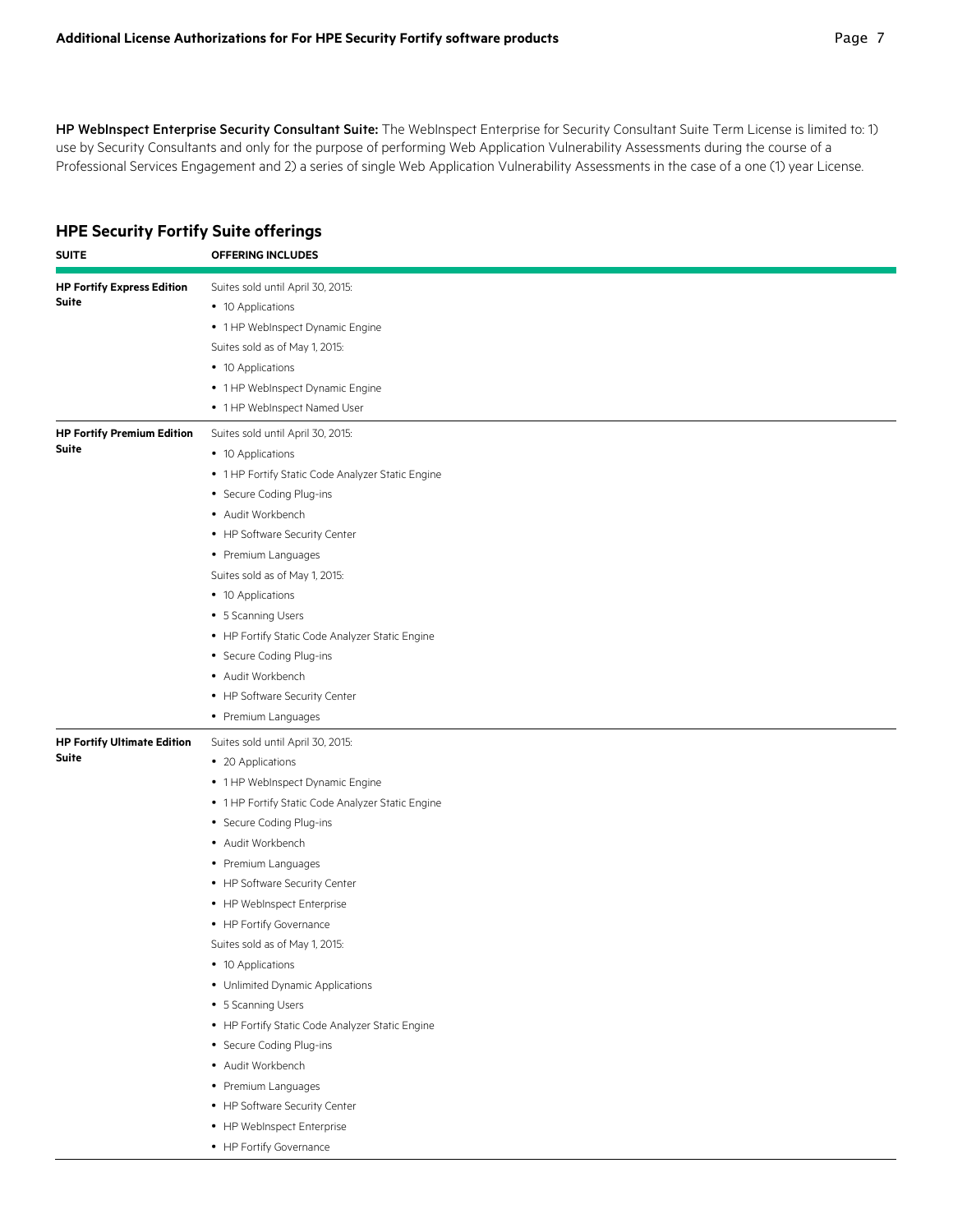**HP WebInspect Enterprise Security Consultant Suite:** The WebInspect Enterprise for Security Consultant Suite Term License is limited to: 1) use by Security Consultants and only for the purpose of performing Web Application Vulnerability Assessments during the course of a Professional Services Engagement and 2) a series of single Web Application Vulnerability Assessments in the case of a one (1) year License.

## HPE Security Fortify Suite offerings

| SUITE | OFFERING INCLUDES |
|---|---|
| **HP Fortify Express Edition Suite** | Suites sold until April 30, 2015:<br>• 10 Applications<br>• 1 HP WebInspect Dynamic Engine<br>Suites sold as of May 1, 2015:<br>• 10 Applications<br>• 1 HP WebInspect Dynamic Engine<br>• 1 HP WebInspect Named User |
| **HP Fortify Premium Edition Suite** | Suites sold until April 30, 2015:<br>• 10 Applications<br>• 1 HP Fortify Static Code Analyzer Static Engine<br>• Secure Coding Plug-ins<br>• Audit Workbench<br>• HP Software Security Center<br>• Premium Languages<br>Suites sold as of May 1, 2015:<br>• 10 Applications<br>• 5 Scanning Users<br>• HP Fortify Static Code Analyzer Static Engine<br>• Secure Coding Plug-ins<br>• Audit Workbench<br>• HP Software Security Center<br>• Premium Languages |
| **HP Fortify Ultimate Edition Suite** | Suites sold until April 30, 2015:<br>• 20 Applications<br>• 1 HP WebInspect Dynamic Engine<br>• 1 HP Fortify Static Code Analyzer Static Engine<br>• Secure Coding Plug-ins<br>• Audit Workbench<br>• Premium Languages<br>• HP Software Security Center<br>• HP WebInspect Enterprise<br>• HP Fortify Governance<br>Suites sold as of May 1, 2015:<br>• 10 Applications<br>• Unlimited Dynamic Applications<br>• 5 Scanning Users<br>• HP Fortify Static Code Analyzer Static Engine<br>• Secure Coding Plug-ins<br>• Audit Workbench<br>• Premium Languages<br>• HP Software Security Center<br>• HP WebInspect Enterprise<br>• HP Fortify Governance |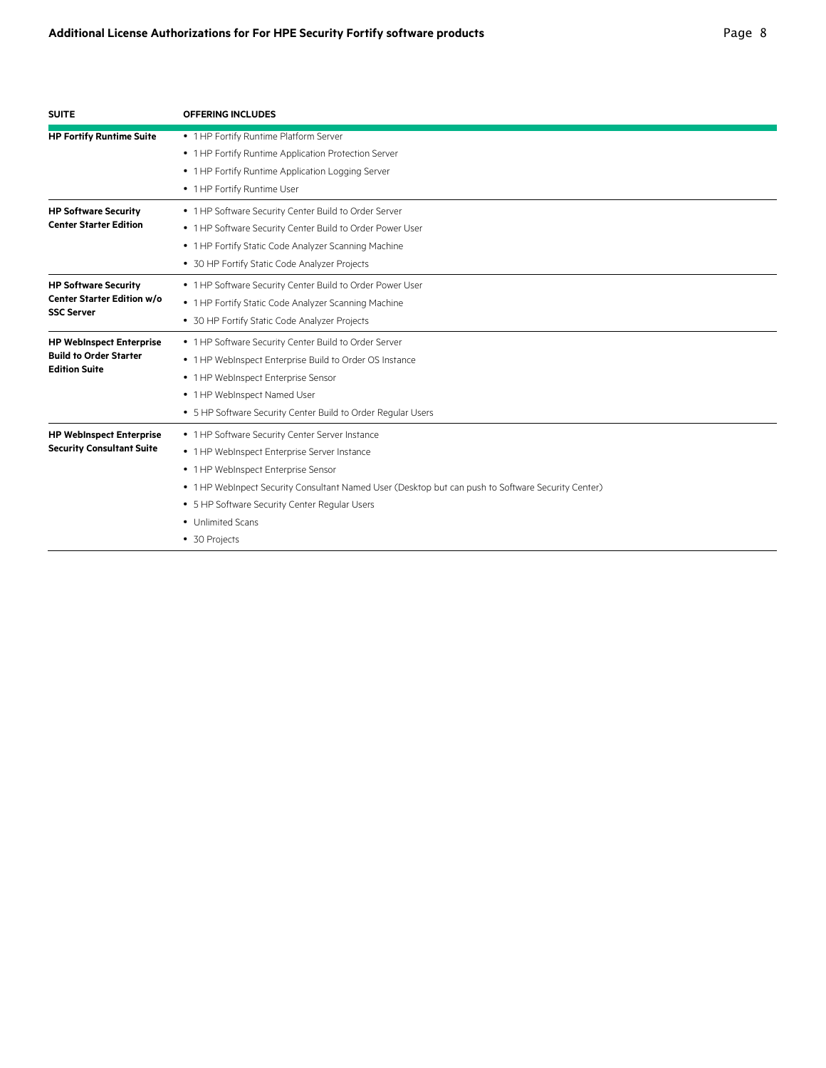| SUITE | OFFERING INCLUDES |
|---|---|
| **HP Fortify Runtime Suite** | • 1 HP Fortify Runtime Platform Server<br>• 1 HP Fortify Runtime Application Protection Server<br>• 1 HP Fortify Runtime Application Logging Server<br>• 1 HP Fortify Runtime User |
| **HP Software Security Center Starter Edition** | • 1 HP Software Security Center Build to Order Server<br>• 1 HP Software Security Center Build to Order Power User<br>• 1 HP Fortify Static Code Analyzer Scanning Machine<br>• 30 HP Fortify Static Code Analyzer Projects |
| **HP Software Security Center Starter Edition w/o SSC Server** | • 1 HP Software Security Center Build to Order Power User<br>• 1 HP Fortify Static Code Analyzer Scanning Machine<br>• 30 HP Fortify Static Code Analyzer Projects |
| **HP WebInspect Enterprise Build to Order Starter Edition Suite** | • 1 HP Software Security Center Build to Order Server<br>• 1 HP WebInspect Enterprise Build to Order OS Instance<br>• 1 HP WebInspect Enterprise Sensor<br>• 1 HP WebInspect Named User<br>• 5 HP Software Security Center Build to Order Regular Users |
| **HP WebInspect Enterprise Security Consultant Suite** | • 1 HP Software Security Center Server Instance<br>• 1 HP WebInspect Enterprise Server Instance<br>• 1 HP WebInspect Enterprise Sensor<br>• 1 HP WebInpect Security Consultant Named User (Desktop but can push to Software Security Center)<br>• 5 HP Software Security Center Regular Users<br>• Unlimited Scans<br>• 30 Projects |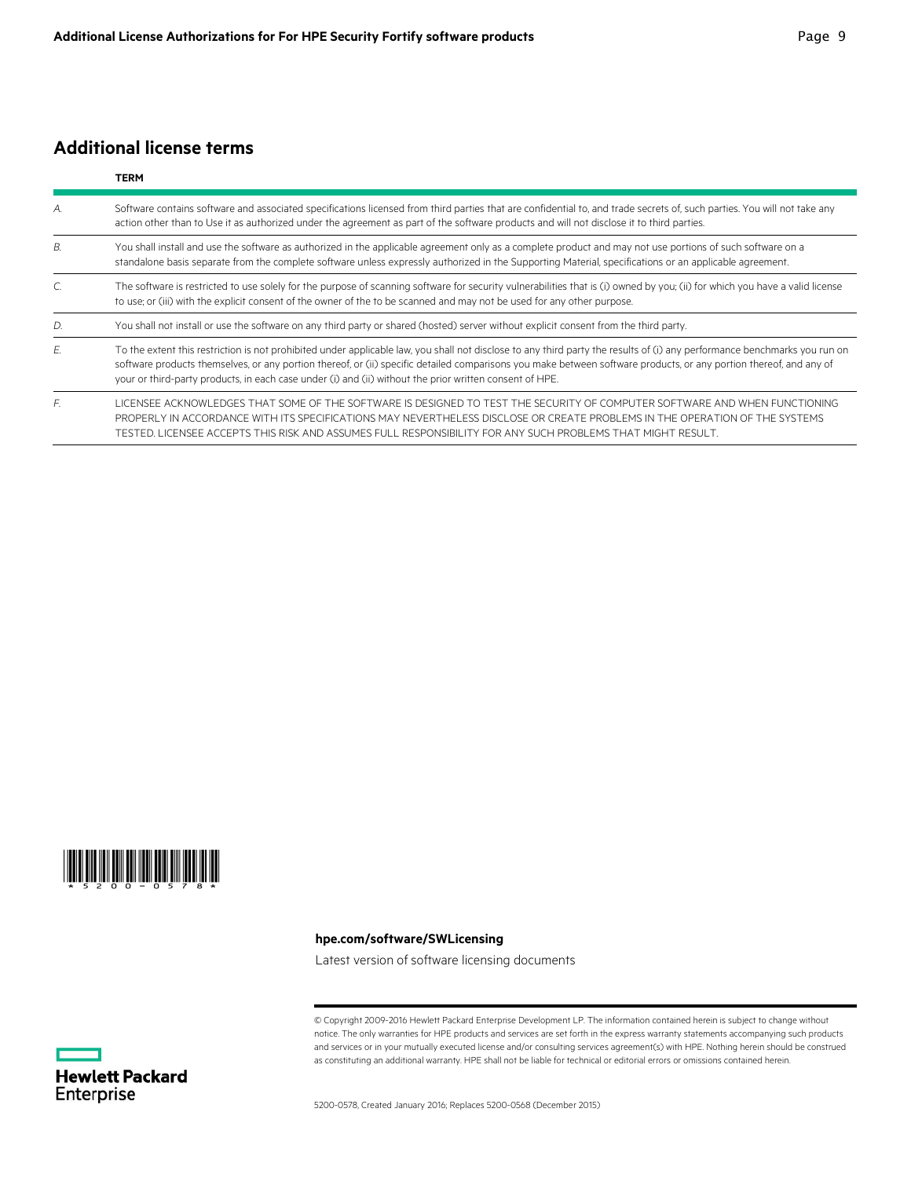## Additional license terms

| | TERM |
|---|---|
| *A.* | Software contains software and associated specifications licensed from third parties that are confidential to, and trade secrets of, such parties. You will not take any action other than to Use it as authorized under the agreement as part of the software products and will not disclose it to third parties. |
| *B.* | You shall install and use the software as authorized in the applicable agreement only as a complete product and may not use portions of such software on a standalone basis separate from the complete software unless expressly authorized in the Supporting Material, specifications or an applicable agreement. |
| *C.* | The software is restricted to use solely for the purpose of scanning software for security vulnerabilities that is (i) owned by you; (ii) for which you have a valid license to use; or (iii) with the explicit consent of the owner of the to be scanned and may not be used for any other purpose. |
| *D.* | You shall not install or use the software on any third party or shared (hosted) server without explicit consent from the third party. |
| *E.* | To the extent this restriction is not prohibited under applicable law, you shall not disclose to any third party the results of (i) any performance benchmarks you run on software products themselves, or any portion thereof, or (ii) specific detailed comparisons you make between software products, or any portion thereof, and any of your or third-party products, in each case under (i) and (ii) without the prior written consent of HPE. |
| *F.* | LICENSEE ACKNOWLEDGES THAT SOME OF THE SOFTWARE IS DESIGNED TO TEST THE SECURITY OF COMPUTER SOFTWARE AND WHEN FUNCTIONING PROPERLY IN ACCORDANCE WITH ITS SPECIFICATIONS MAY NEVERTHELESS DISCLOSE OR CREATE PROBLEMS IN THE OPERATION OF THE SYSTEMS TESTED. LICENSEE ACCEPTS THIS RISK AND ASSUMES FULL RESPONSIBILITY FOR ANY SUCH PROBLEMS THAT MIGHT RESULT. |

*5200-0578*

**hpe.com/software/SWLicensing**

Latest version of software licensing documents

© Copyright 2009-2016 Hewlett Packard Enterprise Development LP. The information contained herein is subject to change without notice. The only warranties for HPE products and services are set forth in the express warranty statements accompanying such products and services or in your mutually executed license and/or consulting services agreement(s) with HPE. Nothing herein should be construed as constituting an additional warranty. HPE shall not be liable for technical or editorial errors or omissions contained herein.

**Hewlett Packard**
Enterprise

5200-0578, Created January 2016; Replaces 5200-0568 (December 2015)